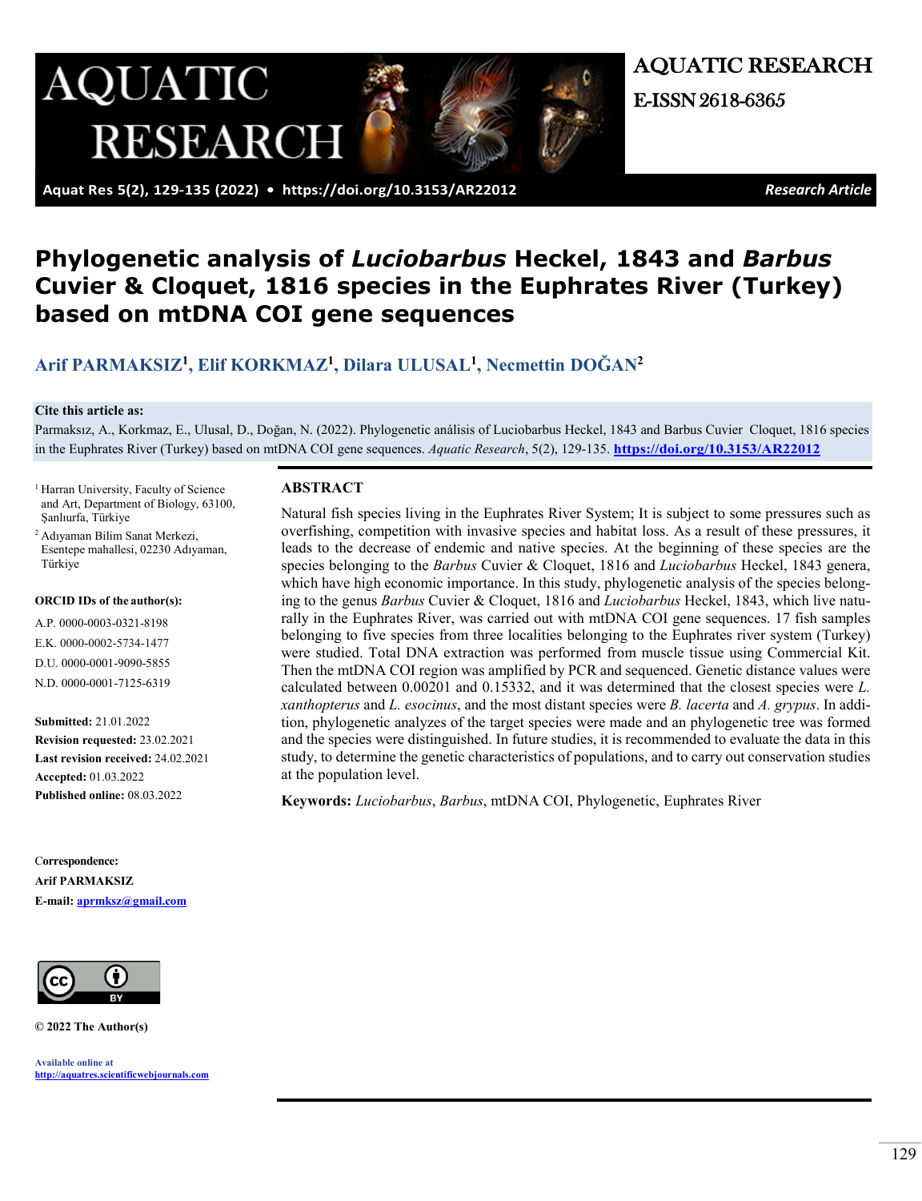# AQUATIC RESEARCH

E-ISSN 2618-6365

Aquat Res 5(2), 129-135 (2022) • https://doi.org/10.3153/AR22012

*Research Article*

# Phylogenetic analysis of *Luciobarbus* Heckel, 1843 and *Barbus* Cuvier & Cloquet, 1816 species in the Euphrates River (Turkey) based on mtDNA COI gene sequences

**Arif PARMAKSIZ[1], Elif KORKMAZ[1], Dilara ULUSAL[1], Necmettin DOĞAN[2]**

**Cite this article as:**

Parmaksız, A., Korkmaz, E., Ulusal, D., Doğan, N. (2022). Phylogenetic análisis of Luciobarbus Heckel, 1843 and Barbus Cuvier Cloquet, 1816 species in the Euphrates River (Turkey) based on mtDNA COI gene sequences. *Aquatic Research*, 5(2), 129-135. **https://doi.org/10.3153/AR22012**

[1] Harran University, Faculty of Science and Art, Department of Biology, 63100, Şanlıurfa, Türkiye

[2] Adıyaman Bilim Sanat Merkezi, Esentepe mahallesi, 02230 Adıyaman, Türkiye

**ORCID IDs of the author(s):**

A.P. 0000-0003-0321-8198

E.K. 0000-0002-5734-1477

D.U. 0000-0001-9090-5855

N.D. 0000-0001-7125-6319

**Submitted:** 21.01.2022

**Revision requested:** 23.02.2021

**Last revision received:** 24.02.2021

**Accepted:** 01.03.2022

**Published online:** 08.03.2022

**Correspondence:**

**Arif PARMAKSIZ**

**E-mail:** aprmksz@gmail.com

**© 2022 The Author(s)**

Available online at
http://aquatres.scientificwebjournals.com

## ABSTRACT

Natural fish species living in the Euphrates River System; It is subject to some pressures such as overfishing, competition with invasive species and habitat loss. As a result of these pressures, it leads to the decrease of endemic and native species. At the beginning of these species are the species belonging to the *Barbus* Cuvier & Cloquet, 1816 and *Luciobarbus* Heckel, 1843 genera, which have high economic importance. In this study, phylogenetic analysis of the species belonging to the genus *Barbus* Cuvier & Cloquet, 1816 and *Luciobarbus* Heckel, 1843, which live naturally in the Euphrates River, was carried out with mtDNA COI gene sequences. 17 fish samples belonging to five species from three localities belonging to the Euphrates river system (Turkey) were studied. Total DNA extraction was performed from muscle tissue using Commercial Kit. Then the mtDNA COI region was amplified by PCR and sequenced. Genetic distance values were calculated between 0.00201 and 0.15332, and it was determined that the closest species were *L. xanthopterus* and *L. esocinus*, and the most distant species were *B. lacerta* and *A. grypus*. In addition, phylogenetic analyzes of the target species were made and an phylogenetic tree was formed and the species were distinguished. In future studies, it is recommended to evaluate the data in this study, to determine the genetic characteristics of populations, and to carry out conservation studies at the population level.

**Keywords:** *Luciobarbus*, *Barbus*, mtDNA COI, Phylogenetic, Euphrates River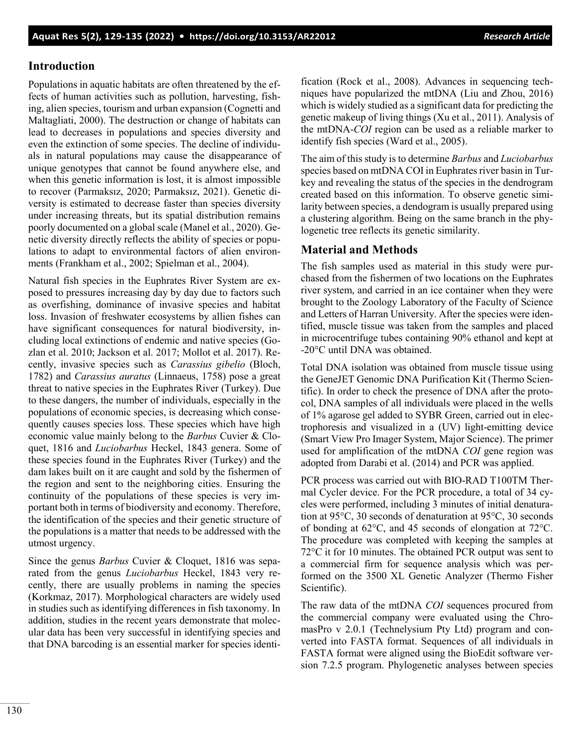## Introduction

Populations in aquatic habitats are often threatened by the effects of human activities such as pollution, harvesting, fishing, alien species, tourism and urban expansion (Cognetti and Maltagliati, 2000). The destruction or change of habitats can lead to decreases in populations and species diversity and even the extinction of some species. The decline of individuals in natural populations may cause the disappearance of unique genotypes that cannot be found anywhere else, and when this genetic information is lost, it is almost impossible to recover (Parmaksız, 2020; Parmaksız, 2021). Genetic diversity is estimated to decrease faster than species diversity under increasing threats, but its spatial distribution remains poorly documented on a global scale (Manel et al., 2020). Genetic diversity directly reflects the ability of species or populations to adapt to environmental factors of alien environments (Frankham et al., 2002; Spielman et al., 2004).

Natural fish species in the Euphrates River System are exposed to pressures increasing day by day due to factors such as overfishing, dominance of invasive species and habitat loss. Invasion of freshwater ecosystems by allien fishes can have significant consequences for natural biodiversity, including local extinctions of endemic and native species (Gozlan et al. 2010; Jackson et al. 2017; Mollot et al. 2017). Recently, invasive species such as *Carassius gibelio* (Bloch, 1782) and *Carassius auratus* (Linnaeus, 1758) pose a great threat to native species in the Euphrates River (Turkey). Due to these dangers, the number of individuals, especially in the populations of economic species, is decreasing which consequently causes species loss. These species which have high economic value mainly belong to the *Barbus* Cuvier & Cloquet, 1816 and *Luciobarbus* Heckel, 1843 genera. Some of these species found in the Euphrates River (Turkey) and the dam lakes built on it are caught and sold by the fishermen of the region and sent to the neighboring cities. Ensuring the continuity of the populations of these species is very important both in terms of biodiversity and economy. Therefore, the identification of the species and their genetic structure of the populations is a matter that needs to be addressed with the utmost urgency.

Since the genus *Barbus* Cuvier & Cloquet, 1816 was separated from the genus *Luciobarbus* Heckel, 1843 very recently, there are usually problems in naming the species (Korkmaz, 2017). Morphological characters are widely used in studies such as identifying differences in fish taxonomy. In addition, studies in the recent years demonstrate that molecular data has been very successful in identifying species and that DNA barcoding is an essential marker for species identification (Rock et al., 2008). Advances in sequencing techniques have popularized the mtDNA (Liu and Zhou, 2016) which is widely studied as a significant data for predicting the genetic makeup of living things (Xu et al., 2011). Analysis of the mtDNA-*COI* region can be used as a reliable marker to identify fish species (Ward et al., 2005).

The aim of this study is to determine *Barbus* and *Luciobarbus* species based on mtDNA COI in Euphrates river basin in Turkey and revealing the status of the species in the dendrogram created based on this information. To observe genetic similarity between species, a dendogram is usually prepared using a clustering algorithm. Being on the same branch in the phylogenetic tree reflects its genetic similarity.

## Material and Methods

The fish samples used as material in this study were purchased from the fishermen of two locations on the Euphrates river system, and carried in an ice container when they were brought to the Zoology Laboratory of the Faculty of Science and Letters of Harran University. After the species were identified, muscle tissue was taken from the samples and placed in microcentrifuge tubes containing 90% ethanol and kept at -20°C until DNA was obtained.

Total DNA isolation was obtained from muscle tissue using the GeneJET Genomic DNA Purification Kit (Thermo Scientific). In order to check the presence of DNA after the protocol, DNA samples of all individuals were placed in the wells of 1% agarose gel added to SYBR Green, carried out in electrophoresis and visualized in a (UV) light-emitting device (Smart View Pro Imager System, Major Science). The primer used for amplification of the mtDNA *COI* gene region was adopted from Darabi et al. (2014) and PCR was applied.

PCR process was carried out with BIO-RAD T100TM Thermal Cycler device. For the PCR procedure, a total of 34 cycles were performed, including 3 minutes of initial denaturation at 95°C, 30 seconds of denaturation at 95°C, 30 seconds of bonding at 62°C, and 45 seconds of elongation at 72°C. The procedure was completed with keeping the samples at 72°C it for 10 minutes. The obtained PCR output was sent to a commercial firm for sequence analysis which was performed on the 3500 XL Genetic Analyzer (Thermo Fisher Scientific).

The raw data of the mtDNA *COI* sequences procured from the commercial company were evaluated using the ChromasPro v 2.0.1 (Technelysium Pty Ltd) program and converted into FASTA format. Sequences of all individuals in FASTA format were aligned using the BioEdit software version 7.2.5 program. Phylogenetic analyses between species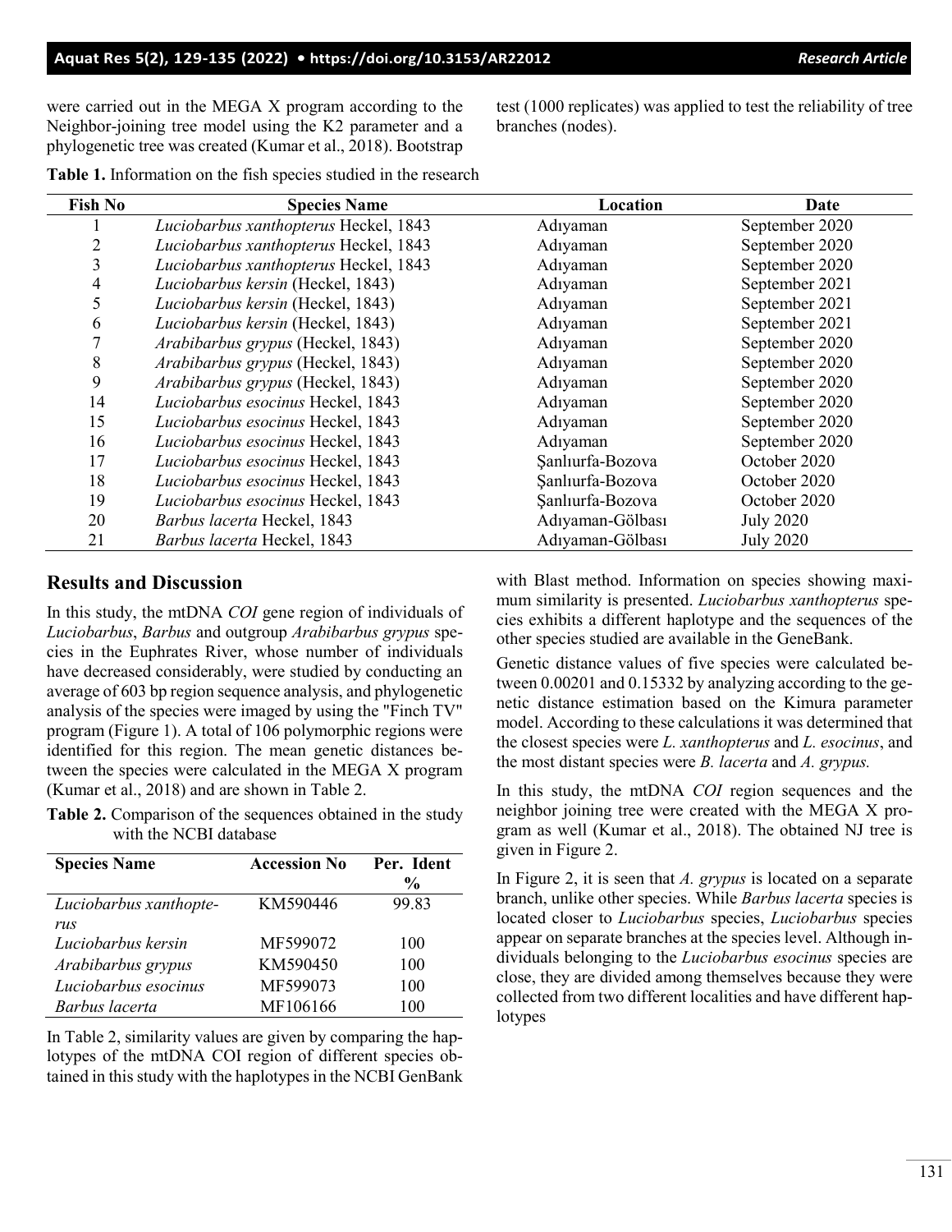were carried out in the MEGA X program according to the Neighbor-joining tree model using the K2 parameter and a phylogenetic tree was created (Kumar et al., 2018). Bootstrap test (1000 replicates) was applied to test the reliability of tree branches (nodes).

**Table 1.** Information on the fish species studied in the research

| Fish No | Species Name | Location | Date |
|---|---|---|---|
| 1 | *Luciobarbus xanthopterus* Heckel, 1843 | Adıyaman | September 2020 |
| 2 | *Luciobarbus xanthopterus* Heckel, 1843 | Adıyaman | September 2020 |
| 3 | *Luciobarbus xanthopterus* Heckel, 1843 | Adıyaman | September 2020 |
| 4 | *Luciobarbus kersin* (Heckel, 1843) | Adıyaman | September 2021 |
| 5 | *Luciobarbus kersin* (Heckel, 1843) | Adıyaman | September 2021 |
| 6 | *Luciobarbus kersin* (Heckel, 1843) | Adıyaman | September 2021 |
| 7 | *Arabibarbus grypus* (Heckel, 1843) | Adıyaman | September 2020 |
| 8 | *Arabibarbus grypus* (Heckel, 1843) | Adıyaman | September 2020 |
| 9 | *Arabibarbus grypus* (Heckel, 1843) | Adıyaman | September 2020 |
| 14 | *Luciobarbus esocinus* Heckel, 1843 | Adıyaman | September 2020 |
| 15 | *Luciobarbus esocinus* Heckel, 1843 | Adıyaman | September 2020 |
| 16 | *Luciobarbus esocinus* Heckel, 1843 | Adıyaman | September 2020 |
| 17 | *Luciobarbus esocinus* Heckel, 1843 | Şanlıurfa-Bozova | October 2020 |
| 18 | *Luciobarbus esocinus* Heckel, 1843 | Şanlıurfa-Bozova | October 2020 |
| 19 | *Luciobarbus esocinus* Heckel, 1843 | Şanlıurfa-Bozova | October 2020 |
| 20 | *Barbus lacerta* Heckel, 1843 | Adıyaman-Gölbası | July 2020 |
| 21 | *Barbus lacerta* Heckel, 1843 | Adıyaman-Gölbası | July 2020 |

## Results and Discussion

In this study, the mtDNA *COI* gene region of individuals of *Luciobarbus*, *Barbus* and outgroup *Arabibarbus grypus* species in the Euphrates River, whose number of individuals have decreased considerably, were studied by conducting an average of 603 bp region sequence analysis, and phylogenetic analysis of the species were imaged by using the "Finch TV" program (Figure 1). A total of 106 polymorphic regions were identified for this region. The mean genetic distances between the species were calculated in the MEGA X program (Kumar et al., 2018) and are shown in Table 2.

**Table 2.** Comparison of the sequences obtained in the study with the NCBI database

| Species Name | Accession No | Per. Ident % |
|---|---|---|
| *Luciobarbus xanthopterus* | KM590446 | 99.83 |
| *Luciobarbus kersin* | MF599072 | 100 |
| *Arabibarbus grypus* | KM590450 | 100 |
| *Luciobarbus esocinus* | MF599073 | 100 |
| *Barbus lacerta* | MF106166 | 100 |

In Table 2, similarity values are given by comparing the haplotypes of the mtDNA COI region of different species obtained in this study with the haplotypes in the NCBI GenBank with Blast method. Information on species showing maximum similarity is presented. *Luciobarbus xanthopterus* species exhibits a different haplotype and the sequences of the other species studied are available in the GeneBank.

Genetic distance values of five species were calculated between 0.00201 and 0.15332 by analyzing according to the genetic distance estimation based on the Kimura parameter model. According to these calculations it was determined that the closest species were *L. xanthopterus* and *L. esocinus*, and the most distant species were *B. lacerta* and *A. grypus.*

In this study, the mtDNA *COI* region sequences and the neighbor joining tree were created with the MEGA X program as well (Kumar et al., 2018). The obtained NJ tree is given in Figure 2.

In Figure 2, it is seen that *A. grypus* is located on a separate branch, unlike other species. While *Barbus lacerta* species is located closer to *Luciobarbus* species, *Luciobarbus* species appear on separate branches at the species level. Although individuals belonging to the *Luciobarbus esocinus* species are close, they are divided among themselves because they were collected from two different localities and have different haplotypes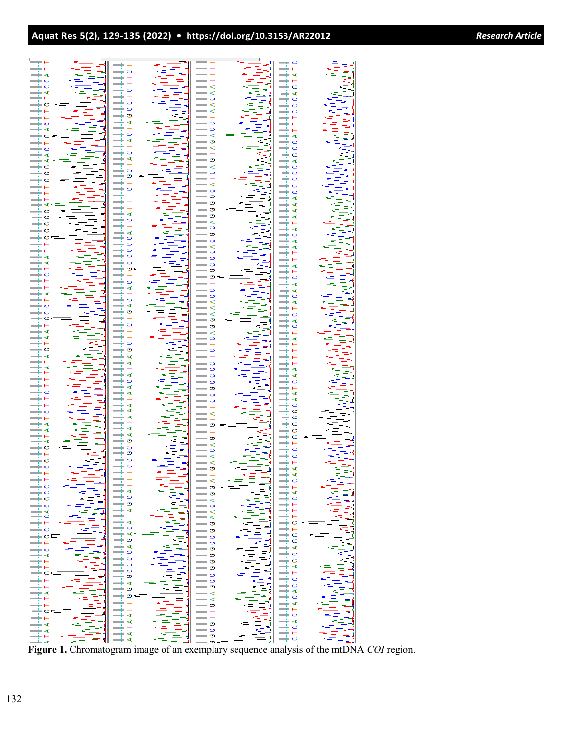**Figure 1.** Chromatogram image of an exemplary sequence analysis of the mtDNA *COI* region.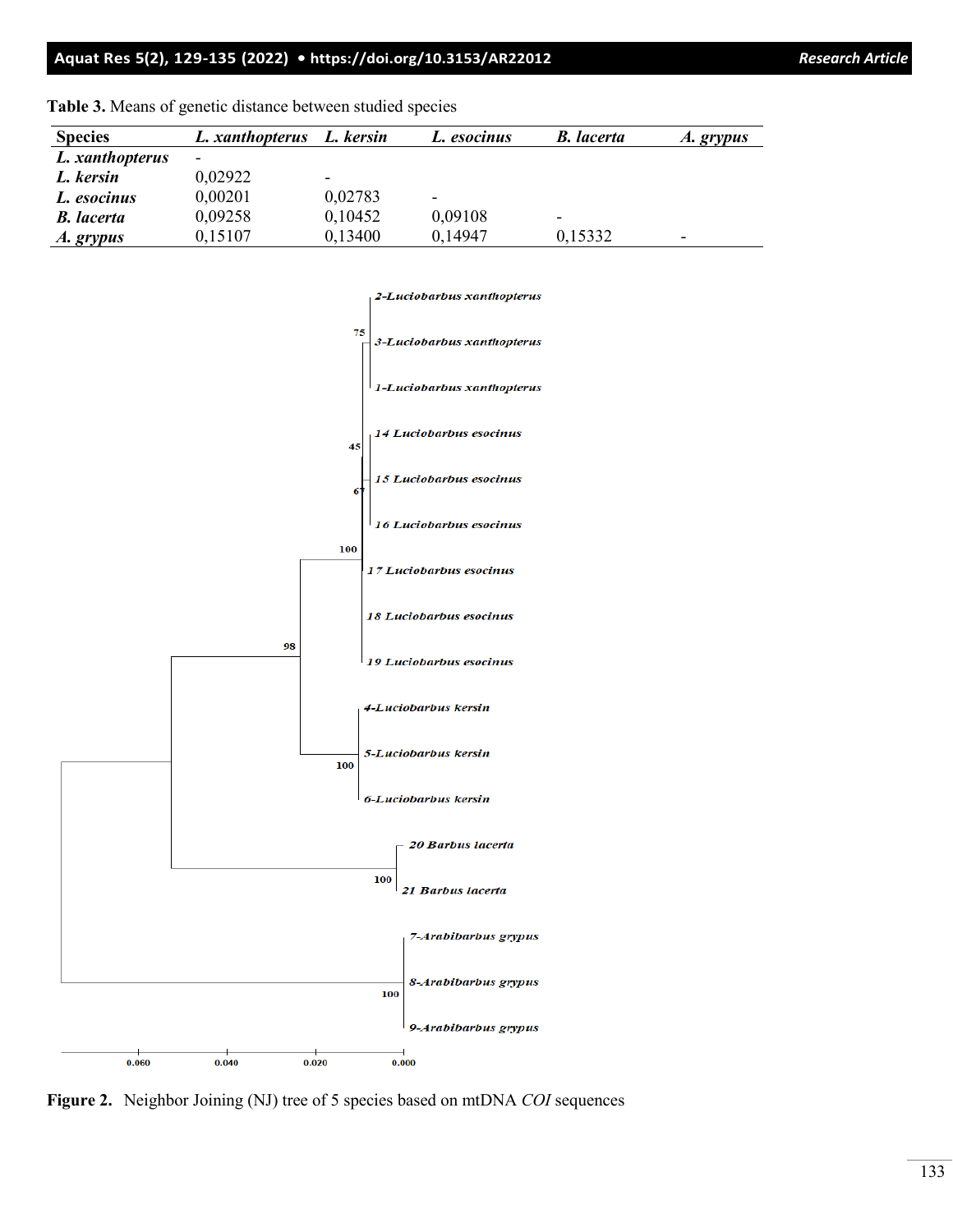**Table 3.** Means of genetic distance between studied species

| Species | *L. xanthopterus* | *L. kersin* | *L. esocinus* | *B. lacerta* | *A. grypus* |
|---|---|---|---|---|---|
| ***L. xanthopterus*** | - | | | | |
| ***L. kersin*** | 0,02922 | - | | | |
| ***L. esocinus*** | 0,00201 | 0,02783 | - | | |
| ***B. lacerta*** | 0,09258 | 0,10452 | 0,09108 | - | |
| ***A. grypus*** | 0,15107 | 0,13400 | 0,14947 | 0,15332 | - |

**Figure 2.** Neighbor Joining (NJ) tree of 5 species based on mtDNA *COI* sequences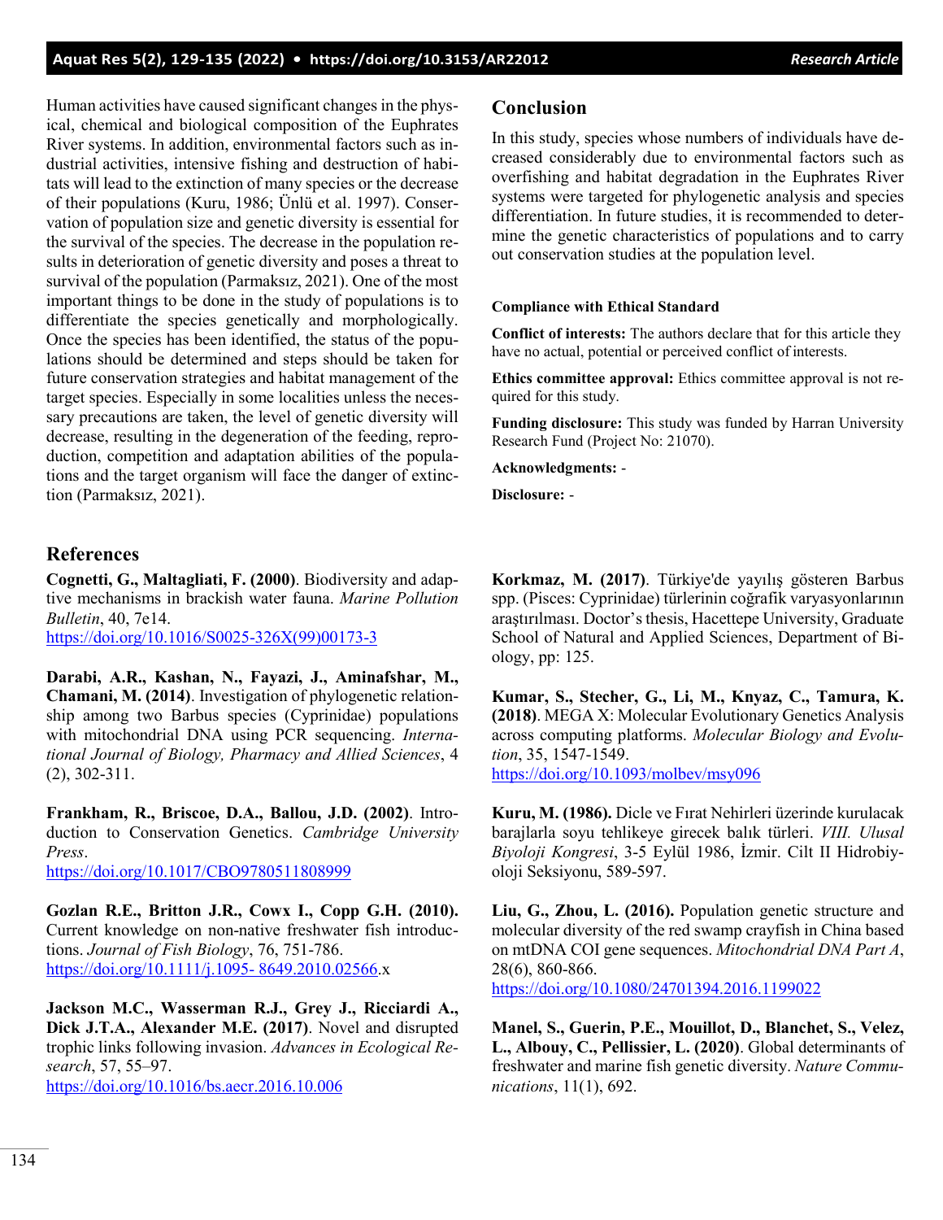Human activities have caused significant changes in the physical, chemical and biological composition of the Euphrates River systems. In addition, environmental factors such as industrial activities, intensive fishing and destruction of habitats will lead to the extinction of many species or the decrease of their populations (Kuru, 1986; Ünlü et al. 1997). Conservation of population size and genetic diversity is essential for the survival of the species. The decrease in the population results in deterioration of genetic diversity and poses a threat to survival of the population (Parmaksız, 2021). One of the most important things to be done in the study of populations is to differentiate the species genetically and morphologically. Once the species has been identified, the status of the populations should be determined and steps should be taken for future conservation strategies and habitat management of the target species. Especially in some localities unless the necessary precautions are taken, the level of genetic diversity will decrease, resulting in the degeneration of the feeding, reproduction, competition and adaptation abilities of the populations and the target organism will face the danger of extinction (Parmaksız, 2021).

## Conclusion

In this study, species whose numbers of individuals have decreased considerably due to environmental factors such as overfishing and habitat degradation in the Euphrates River systems were targeted for phylogenetic analysis and species differentiation. In future studies, it is recommended to determine the genetic characteristics of populations and to carry out conservation studies at the population level.

**Compliance with Ethical Standard**

**Conflict of interests:** The authors declare that for this article they have no actual, potential or perceived conflict of interests.

**Ethics committee approval:** Ethics committee approval is not required for this study.

**Funding disclosure:** This study was funded by Harran University Research Fund (Project No: 21070).

**Acknowledgments:** -

**Disclosure:** -

## References

**Cognetti, G., Maltagliati, F. (2000)**. Biodiversity and adaptive mechanisms in brackish water fauna. *Marine Pollution Bulletin*, 40, 7e14.
https://doi.org/10.1016/S0025-326X(99)00173-3

**Darabi, A.R., Kashan, N., Fayazi, J., Aminafshar, M., Chamani, M. (2014)**. Investigation of phylogenetic relationship among two Barbus species (Cyprinidae) populations with mitochondrial DNA using PCR sequencing. *International Journal of Biology, Pharmacy and Allied Sciences*, 4 (2), 302-311.

**Frankham, R., Briscoe, D.A., Ballou, J.D. (2002)**. Introduction to Conservation Genetics. *Cambridge University Press*.
https://doi.org/10.1017/CBO9780511808999

**Gozlan R.E., Britton J.R., Cowx I., Copp G.H. (2010).** Current knowledge on non-native freshwater fish introductions. *Journal of Fish Biology*, 76, 751-786.
https://doi.org/10.1111/j.1095- 8649.2010.02566.x

**Jackson M.C., Wasserman R.J., Grey J., Ricciardi A., Dick J.T.A., Alexander M.E. (2017)**. Novel and disrupted trophic links following invasion. *Advances in Ecological Research*, 57, 55–97.
https://doi.org/10.1016/bs.aecr.2016.10.006

**Korkmaz, M. (2017)**. Türkiye'de yayılış gösteren Barbus spp. (Pisces: Cyprinidae) türlerinin coğrafik varyasyonlarının araştırılması. Doctor's thesis, Hacettepe University, Graduate School of Natural and Applied Sciences, Department of Biology, pp: 125.

**Kumar, S., Stecher, G., Li, M., Knyaz, C., Tamura, K. (2018)**. MEGA X: Molecular Evolutionary Genetics Analysis across computing platforms. *Molecular Biology and Evolution*, 35, 1547-1549.
https://doi.org/10.1093/molbev/msy096

**Kuru, M. (1986).** Dicle ve Fırat Nehirleri üzerinde kurulacak barajlarla soyu tehlikeye girecek balık türleri. *VIII. Ulusal Biyoloji Kongresi*, 3-5 Eylül 1986, İzmir. Cilt II Hidrobiyoloji Seksiyonu, 589-597.

**Liu, G., Zhou, L. (2016).** Population genetic structure and molecular diversity of the red swamp crayfish in China based on mtDNA COI gene sequences. *Mitochondrial DNA Part A*, 28(6), 860-866.
https://doi.org/10.1080/24701394.2016.1199022

**Manel, S., Guerin, P.E., Mouillot, D., Blanchet, S., Velez, L., Albouy, C., Pellissier, L. (2020)**. Global determinants of freshwater and marine fish genetic diversity. *Nature Communications*, 11(1), 692.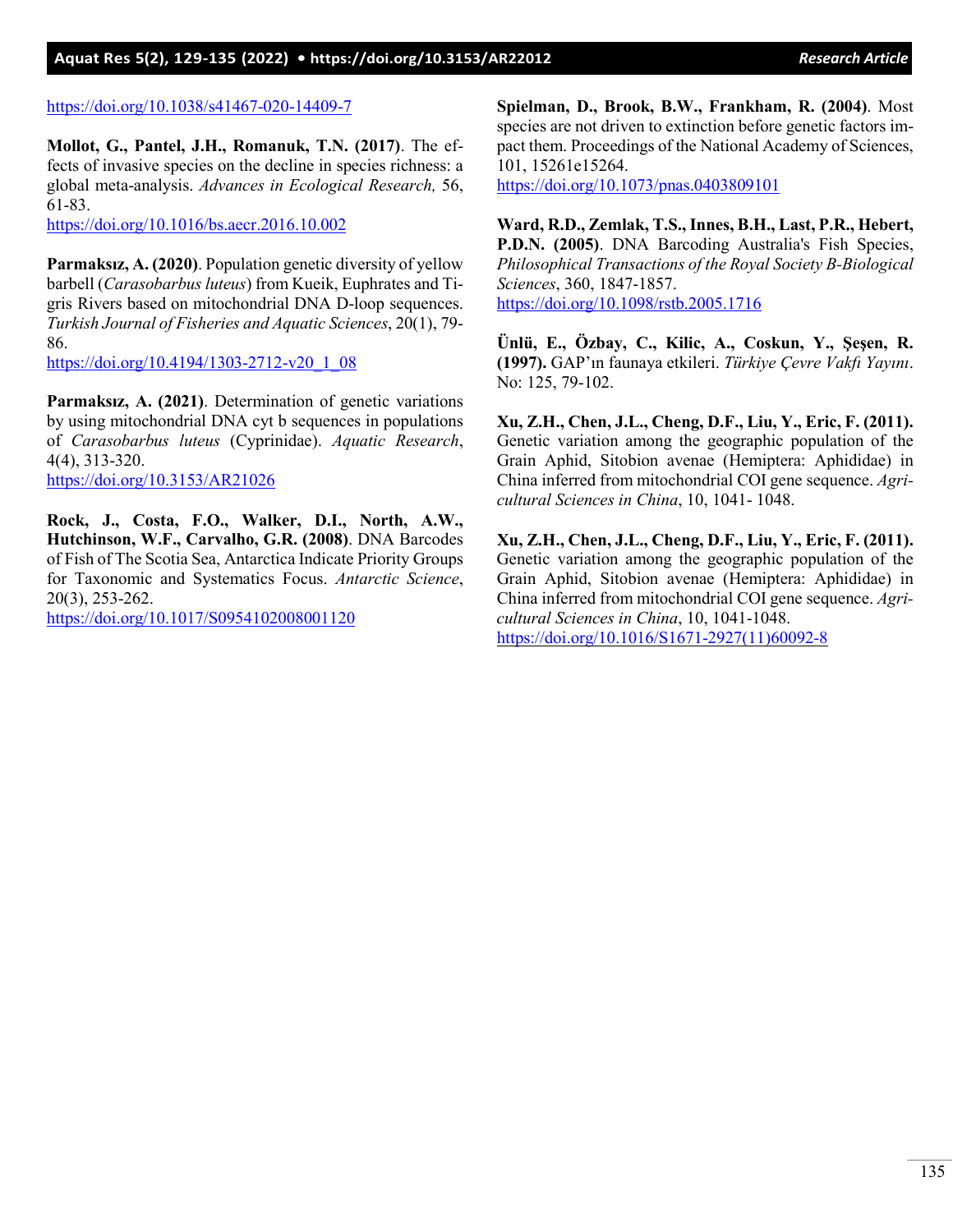https://doi.org/10.1038/s41467-020-14409-7

**Mollot, G., Pantel, J.H., Romanuk, T.N. (2017)**. The effects of invasive species on the decline in species richness: a global meta-analysis. *Advances in Ecological Research,* 56, 61-83.
https://doi.org/10.1016/bs.aecr.2016.10.002

**Parmaksız, A. (2020)**. Population genetic diversity of yellow barbell (*Carasobarbus luteus*) from Kueik, Euphrates and Tigris Rivers based on mitochondrial DNA D-loop sequences. *Turkish Journal of Fisheries and Aquatic Sciences*, 20(1), 79-86.
https://doi.org/10.4194/1303-2712-v20_1_08

**Parmaksız, A. (2021)**. Determination of genetic variations by using mitochondrial DNA cyt b sequences in populations of *Carasobarbus luteus* (Cyprinidae). *Aquatic Research*, 4(4), 313-320.
https://doi.org/10.3153/AR21026

**Rock, J., Costa, F.O., Walker, D.I., North, A.W., Hutchinson, W.F., Carvalho, G.R. (2008)**. DNA Barcodes of Fish of The Scotia Sea, Antarctica Indicate Priority Groups for Taxonomic and Systematics Focus. *Antarctic Science*, 20(3), 253-262.
https://doi.org/10.1017/S0954102008001120

**Spielman, D., Brook, B.W., Frankham, R. (2004)**. Most species are not driven to extinction before genetic factors impact them. Proceedings of the National Academy of Sciences, 101, 15261e15264.
https://doi.org/10.1073/pnas.0403809101

**Ward, R.D., Zemlak, T.S., Innes, B.H., Last, P.R., Hebert, P.D.N. (2005)**. DNA Barcoding Australia's Fish Species, *Philosophical Transactions of the Royal Society B-Biological Sciences*, 360, 1847-1857.
https://doi.org/10.1098/rstb.2005.1716

**Ünlü, E., Özbay, C., Kilic, A., Coskun, Y., Şeşen, R. (1997).** GAP'ın faunaya etkileri. *Türkiye Çevre Vakfı Yayını*. No: 125, 79-102.

**Xu, Z.H., Chen, J.L., Cheng, D.F., Liu, Y., Eric, F. (2011).** Genetic variation among the geographic population of the Grain Aphid, Sitobion avenae (Hemiptera: Aphididae) in China inferred from mitochondrial COI gene sequence. *Agricultural Sciences in China*, 10, 1041- 1048.

**Xu, Z.H., Chen, J.L., Cheng, D.F., Liu, Y., Eric, F. (2011).** Genetic variation among the geographic population of the Grain Aphid, Sitobion avenae (Hemiptera: Aphididae) in China inferred from mitochondrial COI gene sequence. *Agricultural Sciences in China*, 10, 1041-1048.
https://doi.org/10.1016/S1671-2927(11)60092-8